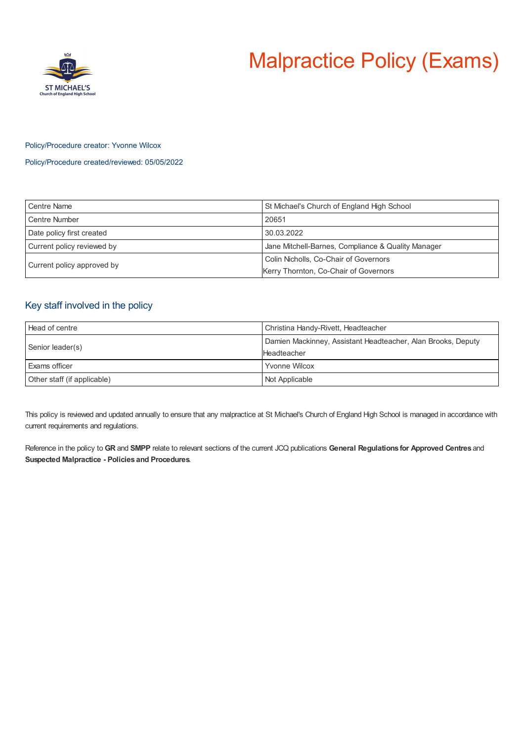# Malpractice Policy (Exams)

Policy/Procedure creator: Yvonne Wilcox

Policy/Procedure created/reviewed: 05/05/2022

| Centre Name | St Michael's Church of England High School |
|---|---|
| Centre Number | 20651 |
| Date policy first created | 30.03.2022 |
| Current policy reviewed by | Jane Mitchell-Barnes, Compliance & Quality Manager |
| Current policy approved by | Colin Nicholls, Co-Chair of Governors<br>Kerry Thornton, Co-Chair of Governors |

## Key staff involved in the policy

| Head of centre | Christina Handy-Rivett, Headteacher |
|---|---|
| Senior leader(s) | Damien Mackinney, Assistant Headteacher, Alan Brooks, Deputy Headteacher |
| Exams officer | Yvonne Wilcox |
| Other staff (if applicable) | Not Applicable |

This policy is reviewed and updated annually to ensure that any malpractice at St Michael's Church of England High School is managed in accordance with current requirements and regulations.

Reference in the policy to **GR** and **SMPP** relate to relevant sections of the current JCQ publications **General Regulations for Approved Centres** and **Suspected Malpractice - Policies and Procedures**.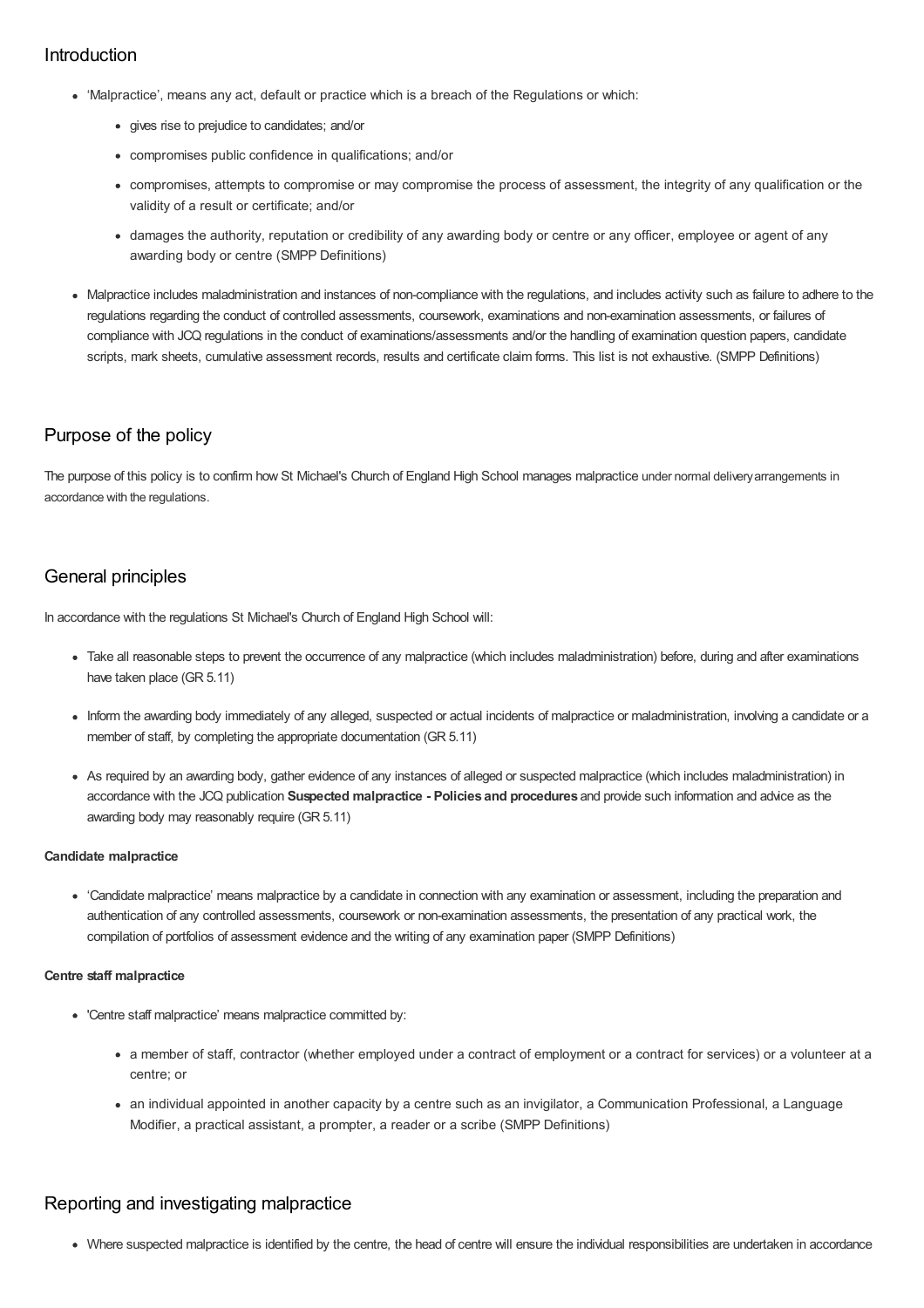## Introduction

- 'Malpractice', means any act, default or practice which is a breach of the Regulations or which:
  - gives rise to prejudice to candidates; and/or
  - compromises public confidence in qualifications; and/or
  - compromises, attempts to compromise or may compromise the process of assessment, the integrity of any qualification or the validity of a result or certificate; and/or
  - damages the authority, reputation or credibility of any awarding body or centre or any officer, employee or agent of any awarding body or centre (SMPP Definitions)
- Malpractice includes maladministration and instances of non-compliance with the regulations, and includes activity such as failure to adhere to the regulations regarding the conduct of controlled assessments, coursework, examinations and non-examination assessments, or failures of compliance with JCQ regulations in the conduct of examinations/assessments and/or the handling of examination question papers, candidate scripts, mark sheets, cumulative assessment records, results and certificate claim forms. This list is not exhaustive. (SMPP Definitions)

## Purpose of the policy

The purpose of this policy is to confirm how St Michael's Church of England High School manages malpractice under normal delivery arrangements in accordance with the regulations.

## General principles

In accordance with the regulations St Michael's Church of England High School will:

- Take all reasonable steps to prevent the occurrence of any malpractice (which includes maladministration) before, during and after examinations have taken place (GR 5.11)
- Inform the awarding body immediately of any alleged, suspected or actual incidents of malpractice or maladministration, involving a candidate or a member of staff, by completing the appropriate documentation (GR 5.11)
- As required by an awarding body, gather evidence of any instances of alleged or suspected malpractice (which includes maladministration) in accordance with the JCQ publication **Suspected malpractice - Policies and procedures** and provide such information and advice as the awarding body may reasonably require (GR 5.11)

**Candidate malpractice**

- 'Candidate malpractice' means malpractice by a candidate in connection with any examination or assessment, including the preparation and authentication of any controlled assessments, coursework or non-examination assessments, the presentation of any practical work, the compilation of portfolios of assessment evidence and the writing of any examination paper (SMPP Definitions)

**Centre staff malpractice**

- 'Centre staff malpractice' means malpractice committed by:
  - a member of staff, contractor (whether employed under a contract of employment or a contract for services) or a volunteer at a centre; or
  - an individual appointed in another capacity by a centre such as an invigilator, a Communication Professional, a Language Modifier, a practical assistant, a prompter, a reader or a scribe (SMPP Definitions)

## Reporting and investigating malpractice

- Where suspected malpractice is identified by the centre, the head of centre will ensure the individual responsibilities are undertaken in accordance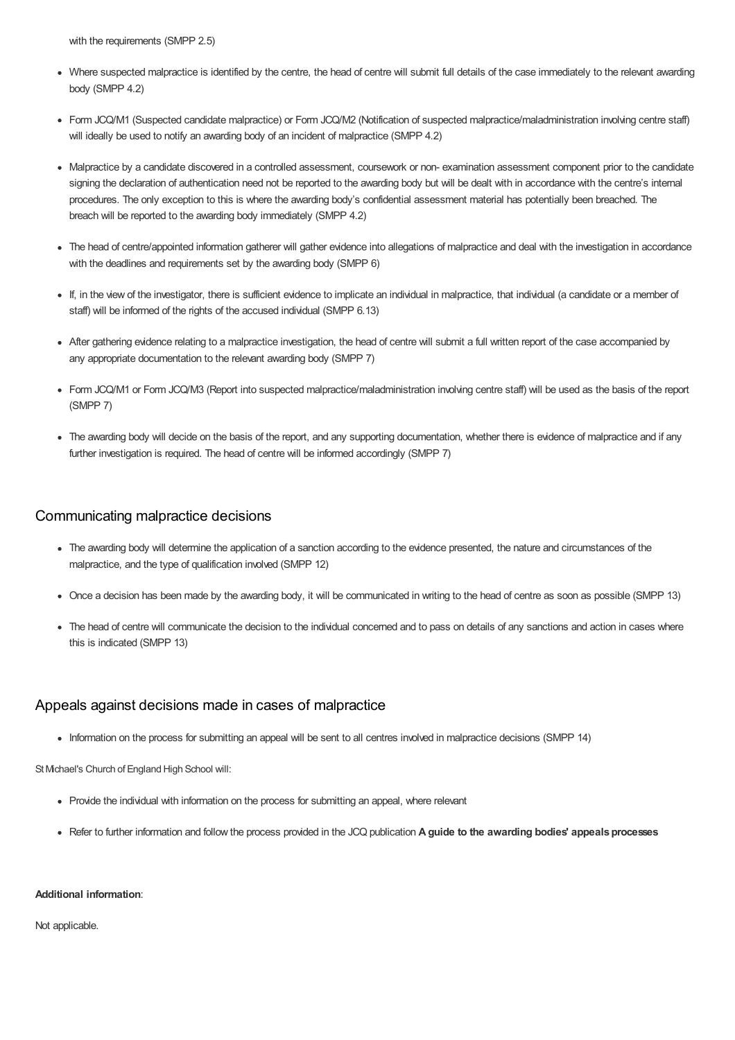with the requirements (SMPP 2.5)

- Where suspected malpractice is identified by the centre, the head of centre will submit full details of the case immediately to the relevant awarding body (SMPP 4.2)
- Form JCQ/M1 (Suspected candidate malpractice) or Form JCQ/M2 (Notification of suspected malpractice/maladministration involving centre staff) will ideally be used to notify an awarding body of an incident of malpractice (SMPP 4.2)
- Malpractice by a candidate discovered in a controlled assessment, coursework or non- examination assessment component prior to the candidate signing the declaration of authentication need not be reported to the awarding body but will be dealt with in accordance with the centre's internal procedures. The only exception to this is where the awarding body's confidential assessment material has potentially been breached. The breach will be reported to the awarding body immediately (SMPP 4.2)
- The head of centre/appointed information gatherer will gather evidence into allegations of malpractice and deal with the investigation in accordance with the deadlines and requirements set by the awarding body (SMPP 6)
- If, in the view of the investigator, there is sufficient evidence to implicate an individual in malpractice, that individual (a candidate or a member of staff) will be informed of the rights of the accused individual (SMPP 6.13)
- After gathering evidence relating to a malpractice investigation, the head of centre will submit a full written report of the case accompanied by any appropriate documentation to the relevant awarding body (SMPP 7)
- Form JCQ/M1 or Form JCQ/M3 (Report into suspected malpractice/maladministration involving centre staff) will be used as the basis of the report (SMPP 7)
- The awarding body will decide on the basis of the report, and any supporting documentation, whether there is evidence of malpractice and if any further investigation is required. The head of centre will be informed accordingly (SMPP 7)

## Communicating malpractice decisions

- The awarding body will determine the application of a sanction according to the evidence presented, the nature and circumstances of the malpractice, and the type of qualification involved (SMPP 12)
- Once a decision has been made by the awarding body, it will be communicated in writing to the head of centre as soon as possible (SMPP 13)
- The head of centre will communicate the decision to the individual concerned and to pass on details of any sanctions and action in cases where this is indicated (SMPP 13)

## Appeals against decisions made in cases of malpractice

- Information on the process for submitting an appeal will be sent to all centres involved in malpractice decisions (SMPP 14)

St Michael's Church of England High School will:

- Provide the individual with information on the process for submitting an appeal, where relevant
- Refer to further information and follow the process provided in the JCQ publication **A guide to the awarding bodies' appeals processes**

**Additional information**:

Not applicable.